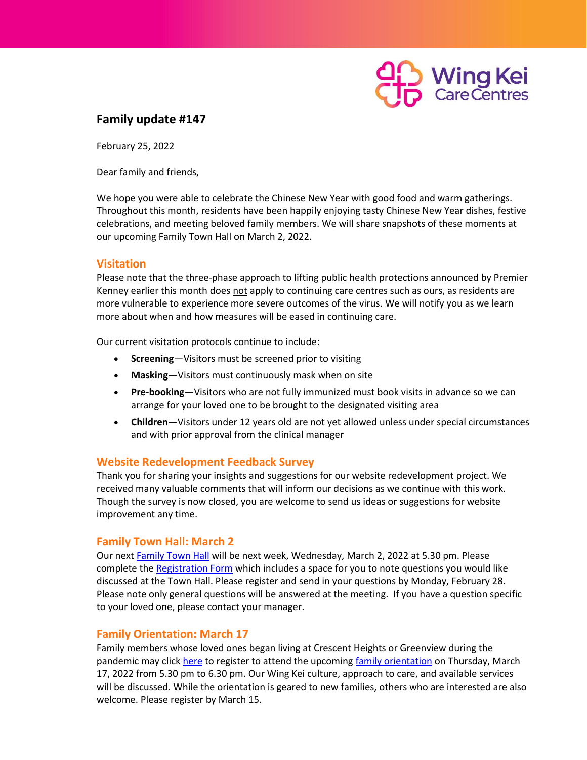Wing Kei Care Centres

# Family update #147

February 25, 2022

Dear family and friends,

We hope you were able to celebrate the Chinese New Year with good food and warm gatherings. Throughout this month, residents have been happily enjoying tasty Chinese New Year dishes, festive celebrations, and meeting beloved family members. We will share snapshots of these moments at our upcoming Family Town Hall on March 2, 2022.

## Visitation

Please note that the three-phase approach to lifting public health protections announced by Premier Kenney earlier this month does not apply to continuing care centres such as ours, as residents are more vulnerable to experience more severe outcomes of the virus. We will notify you as we learn more about when and how measures will be eased in continuing care.

Our current visitation protocols continue to include:

- **Screening**—Visitors must be screened prior to visiting
- **Masking**—Visitors must continuously mask when on site
- **Pre-booking**—Visitors who are not fully immunized must book visits in advance so we can arrange for your loved one to be brought to the designated visiting area
- **Children**—Visitors under 12 years old are not yet allowed unless under special circumstances and with prior approval from the clinical manager

## Website Redevelopment Feedback Survey

Thank you for sharing your insights and suggestions for our website redevelopment project. We received many valuable comments that will inform our decisions as we continue with this work. Though the survey is now closed, you are welcome to send us ideas or suggestions for website improvement any time.

## Family Town Hall: March 2

Our next Family Town Hall will be next week, Wednesday, March 2, 2022 at 5.30 pm. Please complete the Registration Form which includes a space for you to note questions you would like discussed at the Town Hall. Please register and send in your questions by Monday, February 28. Please note only general questions will be answered at the meeting. If you have a question specific to your loved one, please contact your manager.

## Family Orientation: March 17

Family members whose loved ones began living at Crescent Heights or Greenview during the pandemic may click here to register to attend the upcoming family orientation on Thursday, March 17, 2022 from 5.30 pm to 6.30 pm. Our Wing Kei culture, approach to care, and available services will be discussed. While the orientation is geared to new families, others who are interested are also welcome. Please register by March 15.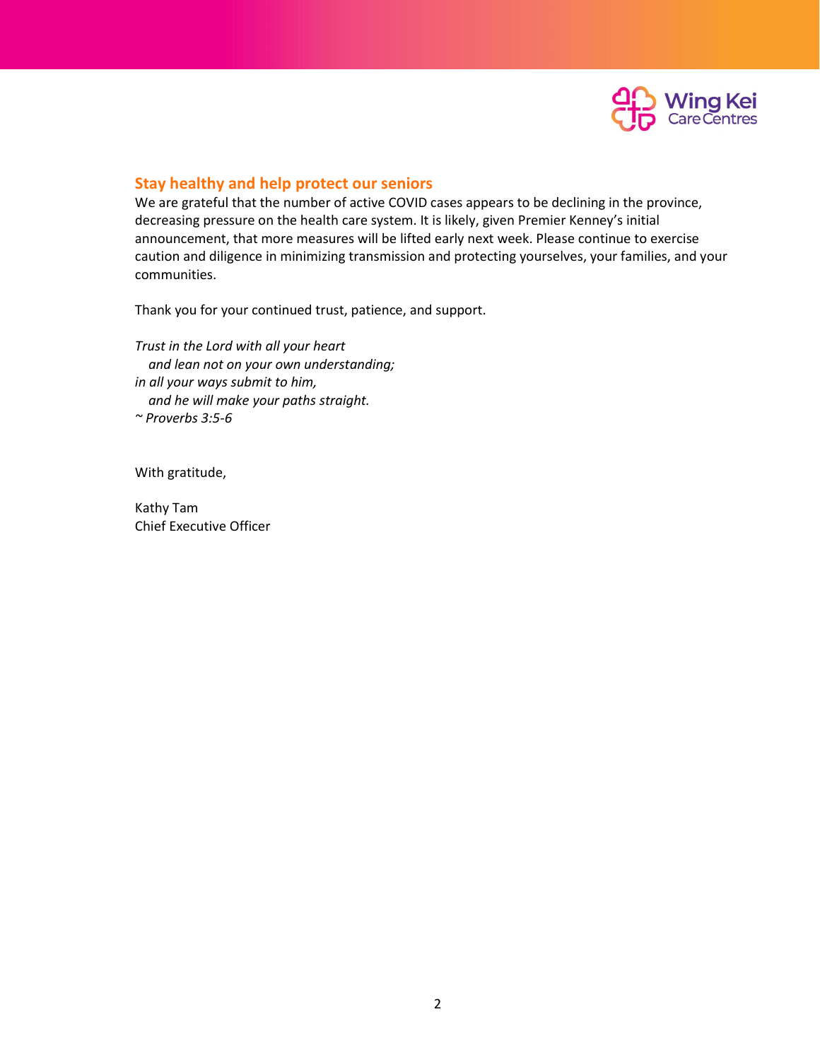## Stay healthy and help protect our seniors

We are grateful that the number of active COVID cases appears to be declining in the province, decreasing pressure on the health care system. It is likely, given Premier Kenney's initial announcement, that more measures will be lifted early next week. Please continue to exercise caution and diligence in minimizing transmission and protecting yourselves, your families, and your communities.

Thank you for your continued trust, patience, and support.

*Trust in the Lord with all your heart*
*and lean not on your own understanding;*
*in all your ways submit to him,*
*and he will make your paths straight.*
*~ Proverbs 3:5-6*

With gratitude,

Kathy Tam
Chief Executive Officer